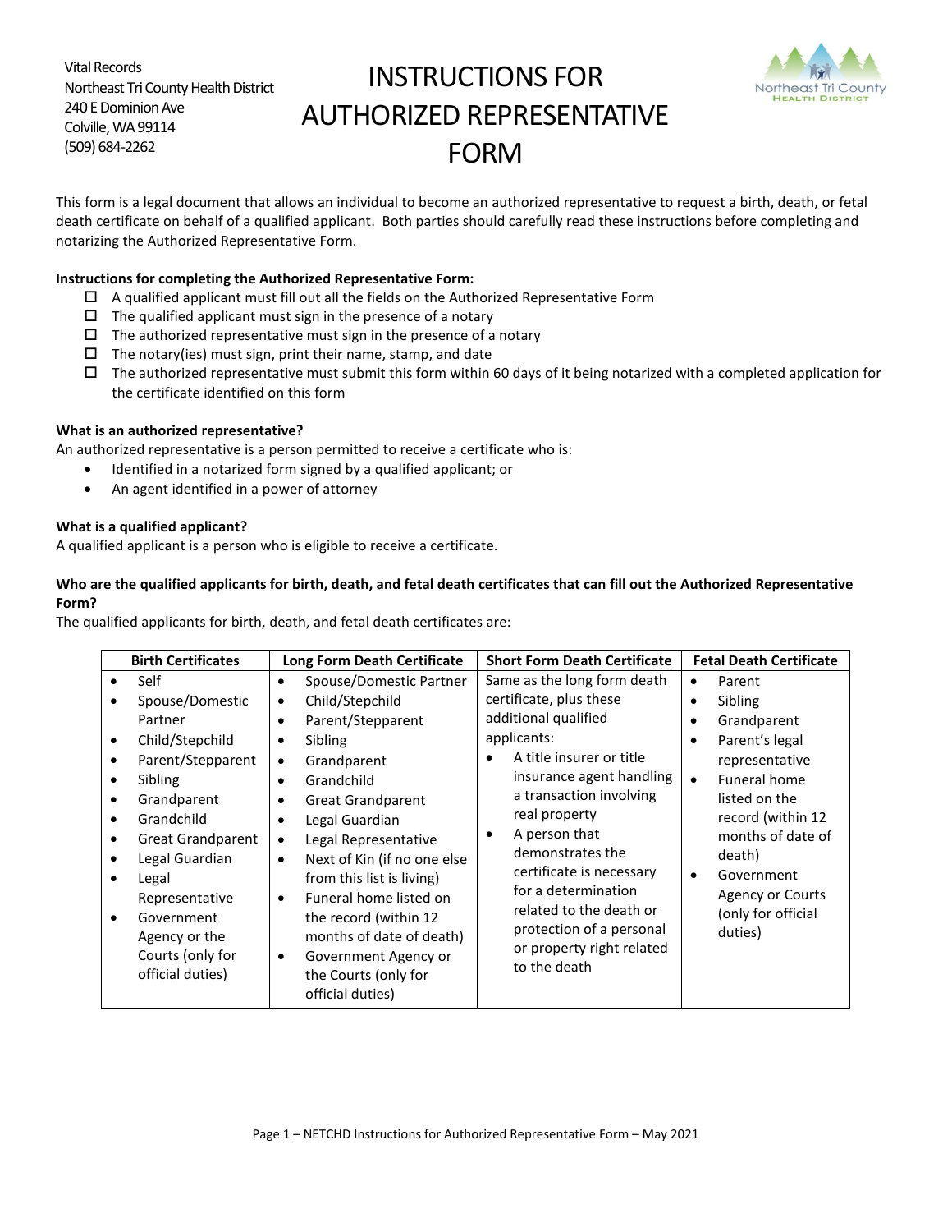Vital Records
Northeast Tri County Health District
240 E Dominion Ave
Colville, WA 99114
(509) 684-2262

# INSTRUCTIONS FOR AUTHORIZED REPRESENTATIVE FORM

This form is a legal document that allows an individual to become an authorized representative to request a birth, death, or fetal death certificate on behalf of a qualified applicant. Both parties should carefully read these instructions before completing and notarizing the Authorized Representative Form.

**Instructions for completing the Authorized Representative Form:**

- ☐ A qualified applicant must fill out all the fields on the Authorized Representative Form
- ☐ The qualified applicant must sign in the presence of a notary
- ☐ The authorized representative must sign in the presence of a notary
- ☐ The notary(ies) must sign, print their name, stamp, and date
- ☐ The authorized representative must submit this form within 60 days of it being notarized with a completed application for the certificate identified on this form

**What is an authorized representative?**

An authorized representative is a person permitted to receive a certificate who is:

- Identified in a notarized form signed by a qualified applicant; or
- An agent identified in a power of attorney

**What is a qualified applicant?**

A qualified applicant is a person who is eligible to receive a certificate.

**Who are the qualified applicants for birth, death, and fetal death certificates that can fill out the Authorized Representative Form?**

The qualified applicants for birth, death, and fetal death certificates are:

| Birth Certificates | Long Form Death Certificate | Short Form Death Certificate | Fetal Death Certificate |
|---|---|---|---|
| • Self<br>• Spouse/Domestic Partner<br>• Child/Stepchild<br>• Parent/Stepparent<br>• Sibling<br>• Grandparent<br>• Grandchild<br>• Great Grandparent<br>• Legal Guardian<br>• Legal Representative<br>• Government Agency or the Courts (only for official duties) | • Spouse/Domestic Partner<br>• Child/Stepchild<br>• Parent/Stepparent<br>• Sibling<br>• Grandparent<br>• Grandchild<br>• Great Grandparent<br>• Legal Guardian<br>• Legal Representative<br>• Next of Kin (if no one else from this list is living)<br>• Funeral home listed on the record (within 12 months of date of death)<br>• Government Agency or the Courts (only for official duties) | Same as the long form death certificate, plus these additional qualified applicants:<br>• A title insurer or title insurance agent handling a transaction involving real property<br>• A person that demonstrates the certificate is necessary for a determination related to the death or protection of a personal or property right related to the death | • Parent<br>• Sibling<br>• Grandparent<br>• Parent's legal representative<br>• Funeral home listed on the record (within 12 months of date of death)<br>• Government Agency or Courts (only for official duties) |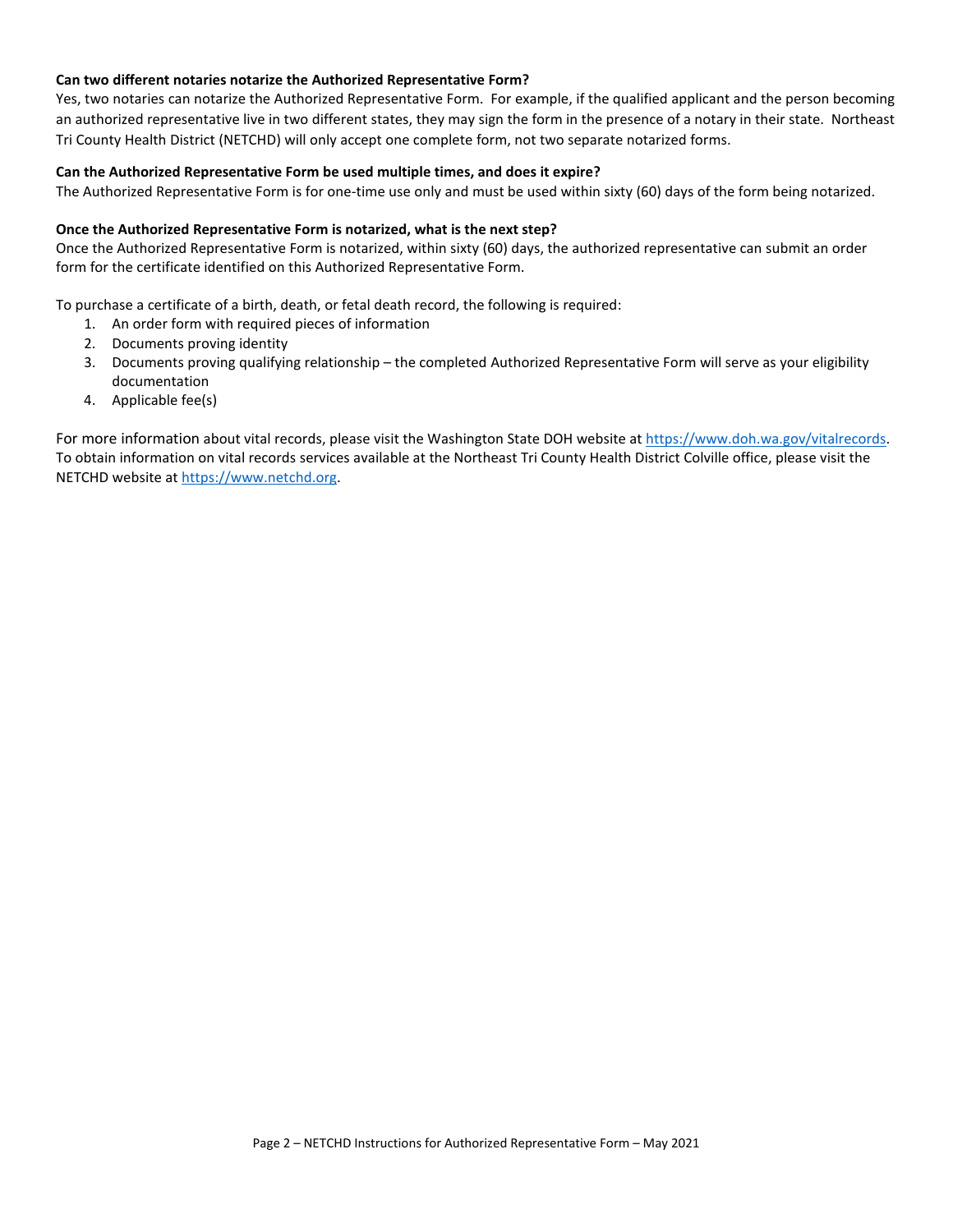**Can two different notaries notarize the Authorized Representative Form?**

Yes, two notaries can notarize the Authorized Representative Form. For example, if the qualified applicant and the person becoming an authorized representative live in two different states, they may sign the form in the presence of a notary in their state. Northeast Tri County Health District (NETCHD) will only accept one complete form, not two separate notarized forms.

**Can the Authorized Representative Form be used multiple times, and does it expire?**

The Authorized Representative Form is for one-time use only and must be used within sixty (60) days of the form being notarized.

**Once the Authorized Representative Form is notarized, what is the next step?**

Once the Authorized Representative Form is notarized, within sixty (60) days, the authorized representative can submit an order form for the certificate identified on this Authorized Representative Form.

To purchase a certificate of a birth, death, or fetal death record, the following is required:

1. An order form with required pieces of information
2. Documents proving identity
3. Documents proving qualifying relationship – the completed Authorized Representative Form will serve as your eligibility documentation
4. Applicable fee(s)

For more information about vital records, please visit the Washington State DOH website at https://www.doh.wa.gov/vitalrecords. To obtain information on vital records services available at the Northeast Tri County Health District Colville office, please visit the NETCHD website at https://www.netchd.org.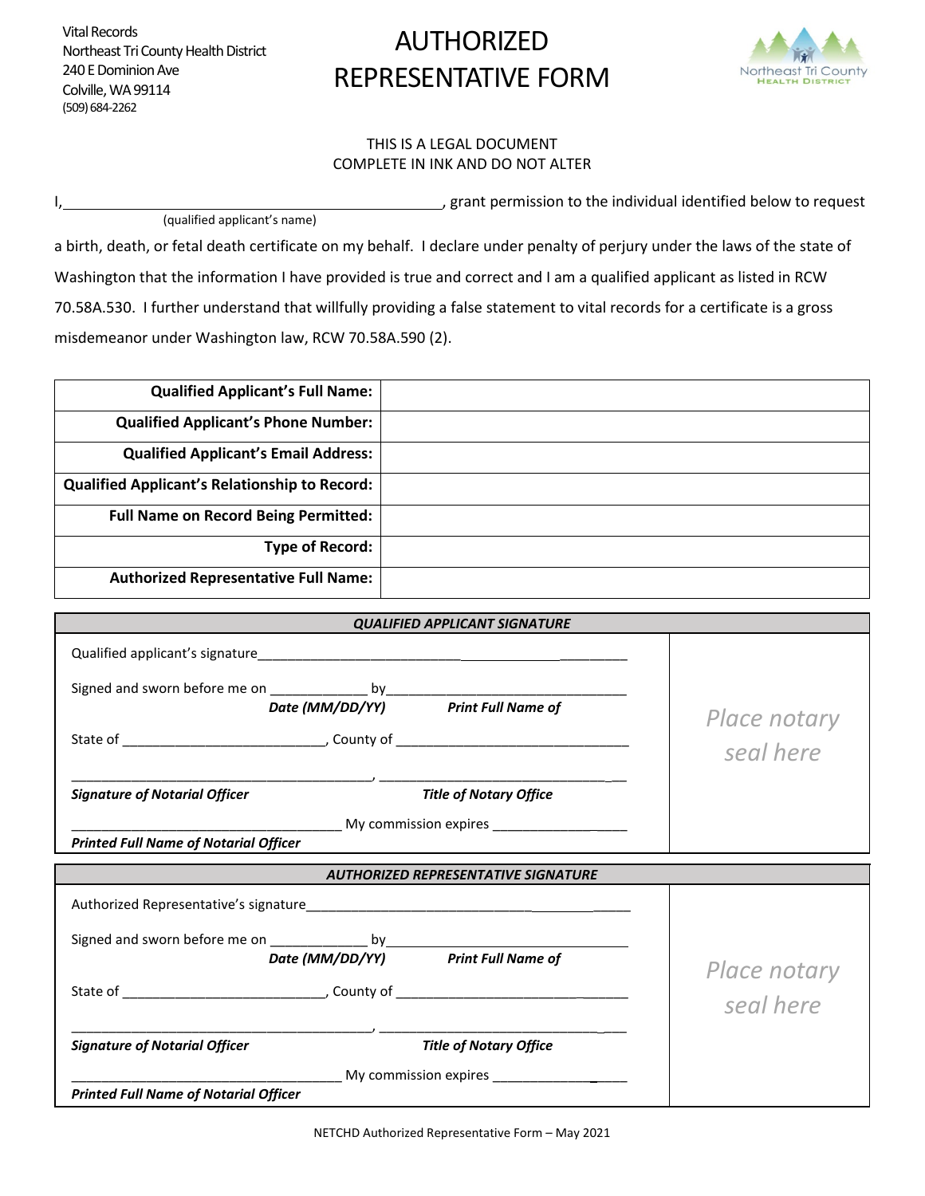Vital Records
Northeast Tri County Health District
240 E Dominion Ave
Colville, WA 99114
(509) 684-2262

# AUTHORIZED REPRESENTATIVE FORM

Northeast Tri County HEALTH DISTRICT

THIS IS A LEGAL DOCUMENT
COMPLETE IN INK AND DO NOT ALTER

I,_______________________________________________, grant permission to the individual identified below to request
(qualified applicant's name)

a birth, death, or fetal death certificate on my behalf. I declare under penalty of perjury under the laws of the state of Washington that the information I have provided is true and correct and I am a qualified applicant as listed in RCW 70.58A.530. I further understand that willfully providing a false statement to vital records for a certificate is a gross misdemeanor under Washington law, RCW 70.58A.590 (2).

| | |
|---|---|
| **Qualified Applicant's Full Name:** | |
| **Qualified Applicant's Phone Number:** | |
| **Qualified Applicant's Email Address:** | |
| **Qualified Applicant's Relationship to Record:** | |
| **Full Name on Record Being Permitted:** | |
| **Type of Record:** | |
| **Authorized Representative Full Name:** | |

***QUALIFIED APPLICANT SIGNATURE***

Qualified applicant's signature_______________________________________

Signed and sworn before me on _____________ by_______________________________
***Date (MM/DD/YY)*** ***Print Full Name of***

State of __________________________, County of ______________________________

_________________________________________, _________________________________
***Signature of Notarial Officer*** ***Title of Notary Office***

___________________________________ My commission expires __________________
***Printed Full Name of Notarial Officer***

*Place notary seal here*

***AUTHORIZED REPRESENTATIVE SIGNATURE***

Authorized Representative's signature_______________________________________

Signed and sworn before me on _____________ by_______________________________
***Date (MM/DD/YY)*** ***Print Full Name of***

State of __________________________, County of ______________________________

_________________________________________, _________________________________
***Signature of Notarial Officer*** ***Title of Notary Office***

___________________________________ My commission expires __________________
***Printed Full Name of Notarial Officer***

*Place notary seal here*

NETCHD Authorized Representative Form – May 2021